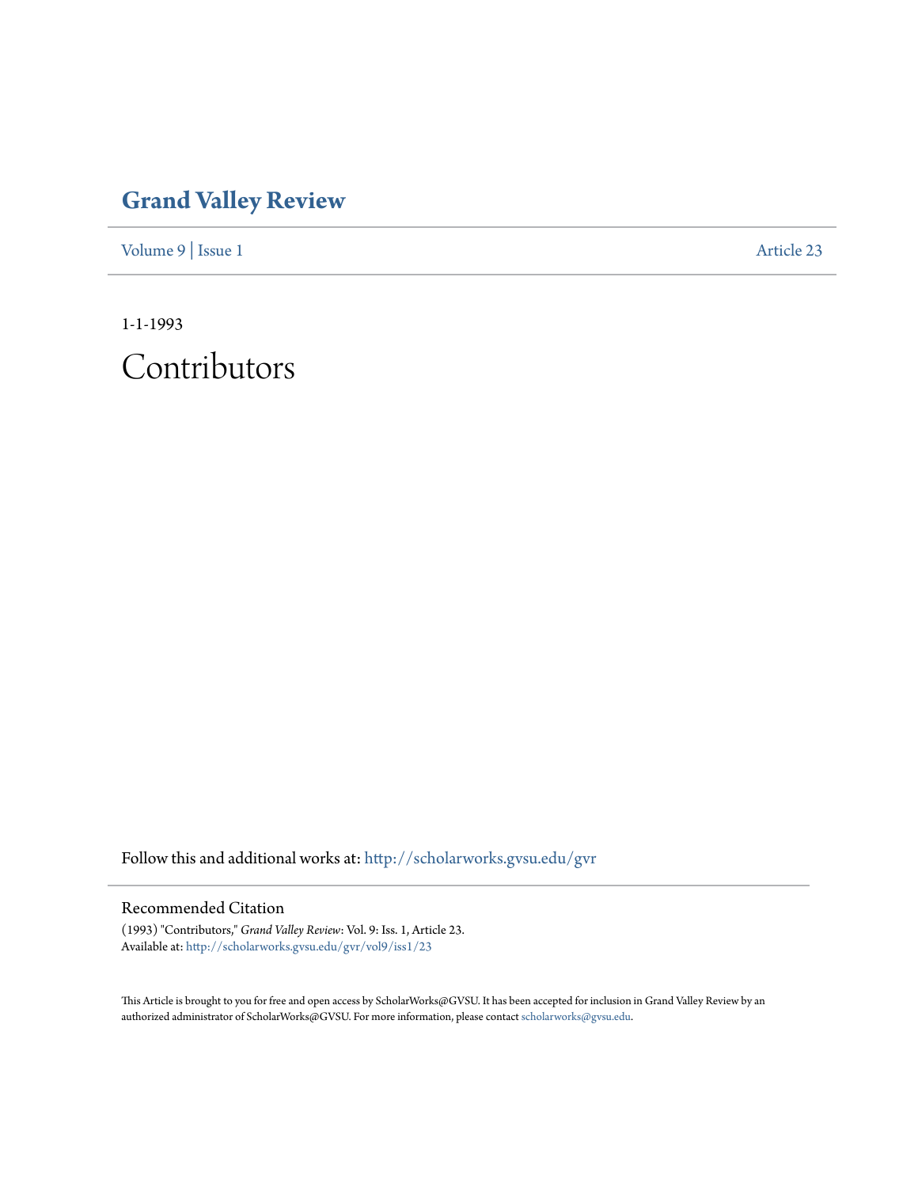# Grand Valley Review

Volume 9 | Issue 1 Article 23

1-1-1993

# Contributors

Follow this and additional works at: http://scholarworks.gvsu.edu/gvr

## Recommended Citation

(1993) "Contributors," *Grand Valley Review*: Vol. 9: Iss. 1, Article 23.
Available at: http://scholarworks.gvsu.edu/gvr/vol9/iss1/23

This Article is brought to you for free and open access by ScholarWorks@GVSU. It has been accepted for inclusion in Grand Valley Review by an authorized administrator of ScholarWorks@GVSU. For more information, please contact scholarworks@gvsu.edu.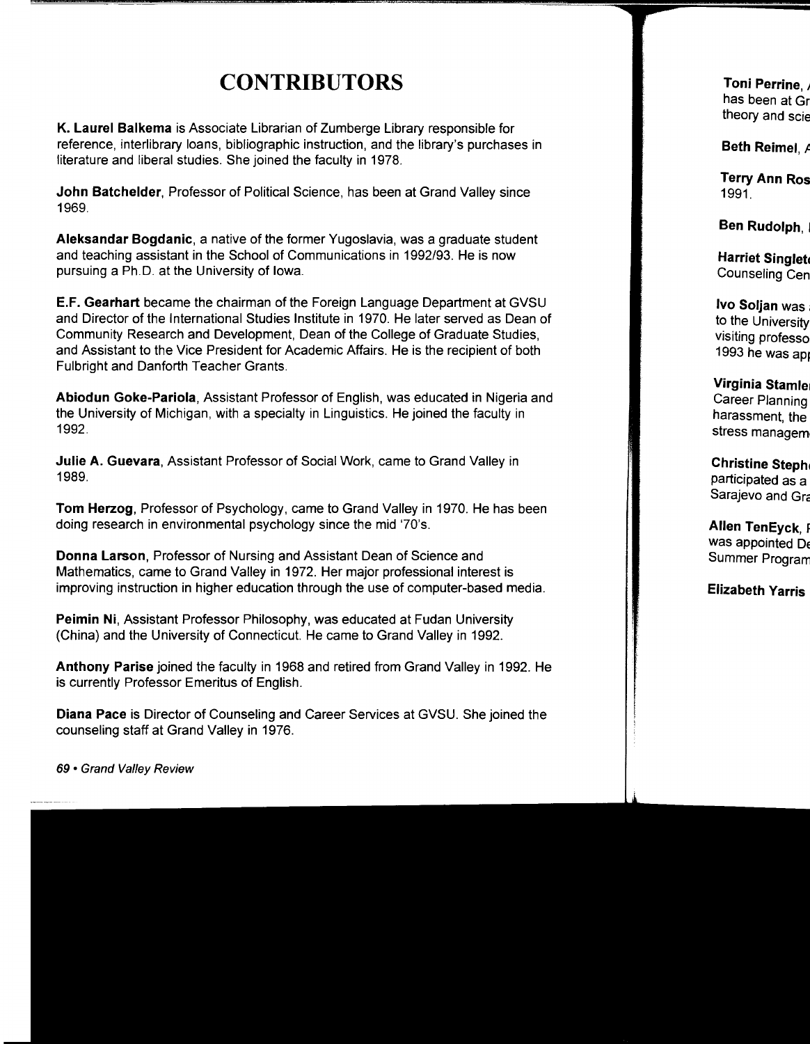# CONTRIBUTORS

**K. Laurel Balkema** is Associate Librarian of Zumberge Library responsible for reference, interlibrary loans, bibliographic instruction, and the library's purchases in literature and liberal studies. She joined the faculty in 1978.

**John Batchelder**, Professor of Political Science, has been at Grand Valley since 1969.

**Aleksandar Bogdanic**, a native of the former Yugoslavia, was a graduate student and teaching assistant in the School of Communications in 1992/93. He is now pursuing a Ph.D. at the University of Iowa.

**E.F. Gearhart** became the chairman of the Foreign Language Department at GVSU and Director of the International Studies Institute in 1970. He later served as Dean of Community Research and Development, Dean of the College of Graduate Studies, and Assistant to the Vice President for Academic Affairs. He is the recipient of both Fulbright and Danforth Teacher Grants.

**Abiodun Goke-Pariola**, Assistant Professor of English, was educated in Nigeria and the University of Michigan, with a specialty in Linguistics. He joined the faculty in 1992.

**Julie A. Guevara**, Assistant Professor of Social Work, came to Grand Valley in 1989.

**Tom Herzog**, Professor of Psychology, came to Grand Valley in 1970. He has been doing research in environmental psychology since the mid '70's.

**Donna Larson**, Professor of Nursing and Assistant Dean of Science and Mathematics, came to Grand Valley in 1972. Her major professional interest is improving instruction in higher education through the use of computer-based media.

**Peimin Ni**, Assistant Professor Philosophy, was educated at Fudan University (China) and the University of Connecticut. He came to Grand Valley in 1992.

**Anthony Parise** joined the faculty in 1968 and retired from Grand Valley in 1992. He is currently Professor Emeritus of English.

**Diana Pace** is Director of Counseling and Career Services at GVSU. She joined the counseling staff at Grand Valley in 1976.

**Toni Perrine**, 
has been at Gr
theory and scie

**Beth Reimel**, 

**Terry Ann Ros**
1991.

**Ben Rudolph**, 

**Harriet Singlet**
Counseling Cen

**Ivo Soljan** was 
to the University
visiting professo
1993 he was ap

**Virginia Stamle**
Career Planning
harassment, the
stress managem

**Christine Steph**
participated as a
Sarajevo and Gr

**Allen TenEyck**, 
was appointed D
Summer Program

**Elizabeth Yarris**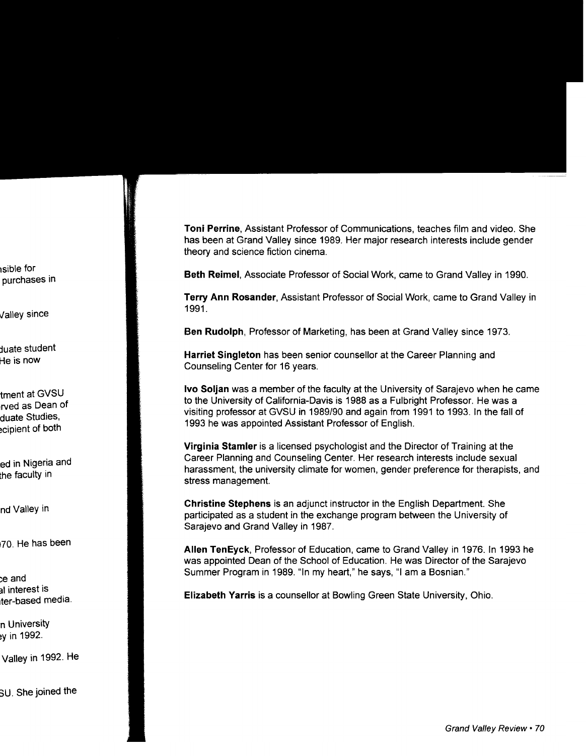**Toni Perrine**, Assistant Professor of Communications, teaches film and video. She has been at Grand Valley since 1989. Her major research interests include gender theory and science fiction cinema.

**Beth Reimel**, Associate Professor of Social Work, came to Grand Valley in 1990.

**Terry Ann Rosander**, Assistant Professor of Social Work, came to Grand Valley in 1991.

**Ben Rudolph**, Professor of Marketing, has been at Grand Valley since 1973.

**Harriet Singleton** has been senior counsellor at the Career Planning and Counseling Center for 16 years.

**Ivo Soljan** was a member of the faculty at the University of Sarajevo when he came to the University of California-Davis is 1988 as a Fulbright Professor. He was a visiting professor at GVSU in 1989/90 and again from 1991 to 1993. In the fall of 1993 he was appointed Assistant Professor of English.

**Virginia Stamler** is a licensed psychologist and the Director of Training at the Career Planning and Counseling Center. Her research interests include sexual harassment, the university climate for women, gender preference for therapists, and stress management.

**Christine Stephens** is an adjunct instructor in the English Department. She participated as a student in the exchange program between the University of Sarajevo and Grand Valley in 1987.

**Allen TenEyck**, Professor of Education, came to Grand Valley in 1976. In 1993 he was appointed Dean of the School of Education. He was Director of the Sarajevo Summer Program in 1989. "In my heart," he says, "I am a Bosnian."

**Elizabeth Yarris** is a counsellor at Bowling Green State University, Ohio.